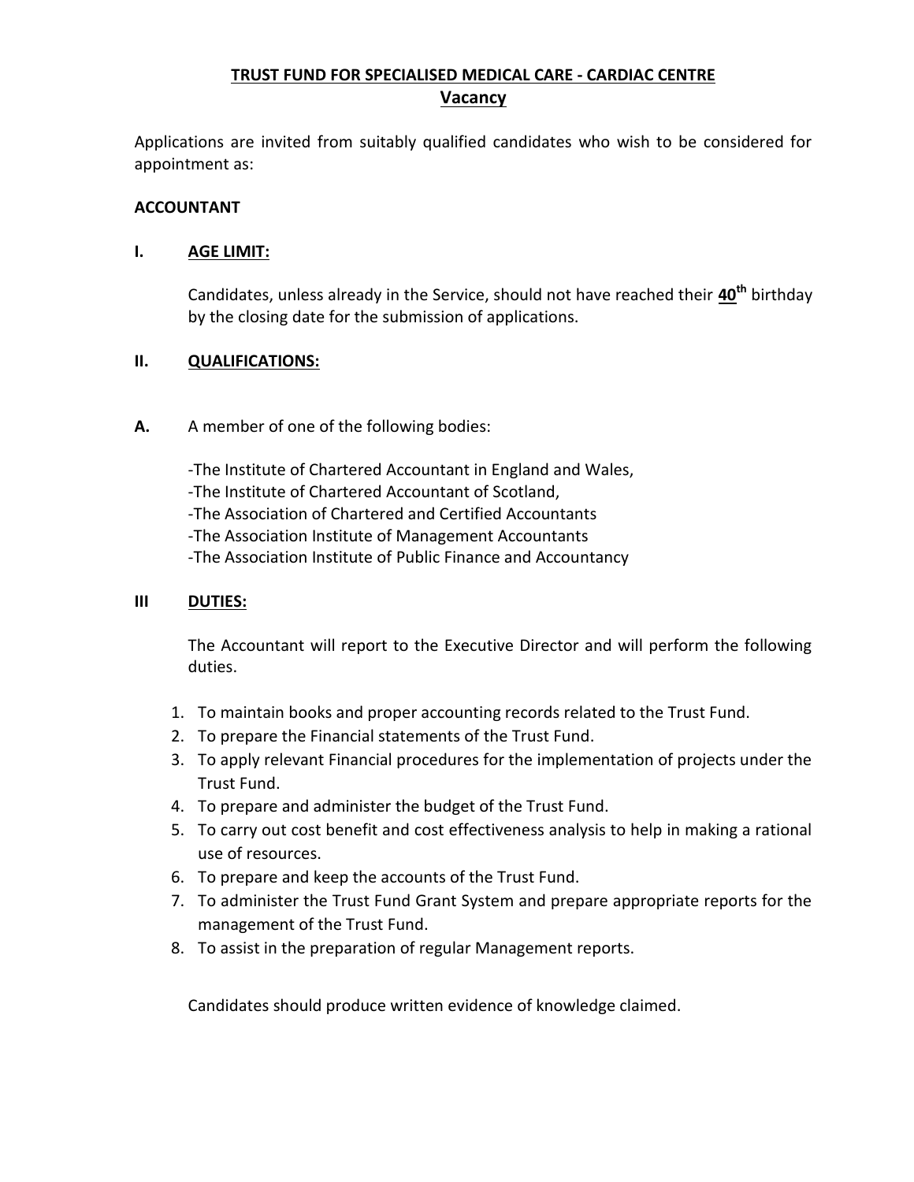# TRUST FUND FOR SPECIALISED MEDICAL CARE - CARDIAC CENTRE

## Vacancy

Applications are invited from suitably qualified candidates who wish to be considered for appointment as:

**ACCOUNTANT**

**I. AGE LIMIT:**

Candidates, unless already in the Service, should not have reached their **40th** birthday by the closing date for the submission of applications.

**II. QUALIFICATIONS:**

**A.** A member of one of the following bodies:

-The Institute of Chartered Accountant in England and Wales,
-The Institute of Chartered Accountant of Scotland,
-The Association of Chartered and Certified Accountants
-The Association Institute of Management Accountants
-The Association Institute of Public Finance and Accountancy

**III DUTIES:**

The Accountant will report to the Executive Director and will perform the following duties.

1. To maintain books and proper accounting records related to the Trust Fund.
2. To prepare the Financial statements of the Trust Fund.
3. To apply relevant Financial procedures for the implementation of projects under the Trust Fund.
4. To prepare and administer the budget of the Trust Fund.
5. To carry out cost benefit and cost effectiveness analysis to help in making a rational use of resources.
6. To prepare and keep the accounts of the Trust Fund.
7. To administer the Trust Fund Grant System and prepare appropriate reports for the management of the Trust Fund.
8. To assist in the preparation of regular Management reports.

Candidates should produce written evidence of knowledge claimed.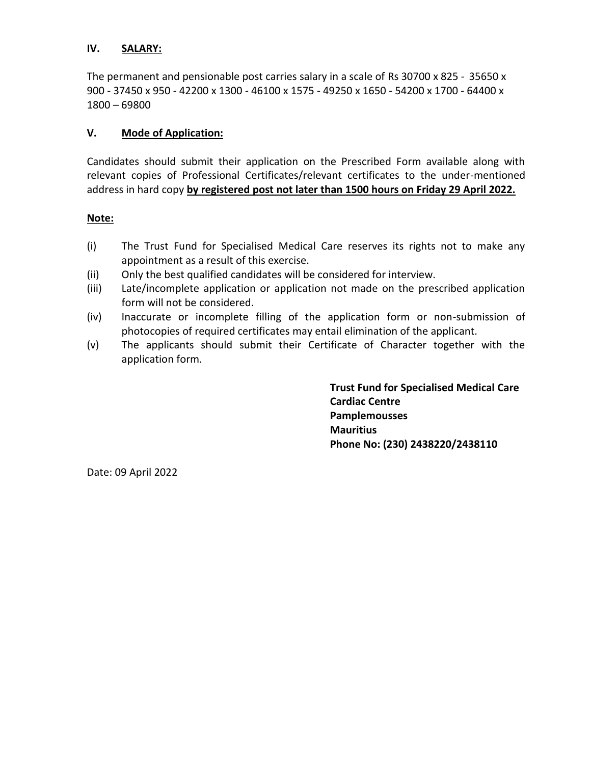## IV. SALARY:

The permanent and pensionable post carries salary in a scale of Rs 30700 x 825 - 35650 x 900 - 37450 x 950 - 42200 x 1300 - 46100 x 1575 - 49250 x 1650 - 54200 x 1700 - 64400 x 1800 – 69800

## V. Mode of Application:

Candidates should submit their application on the Prescribed Form available along with relevant copies of Professional Certificates/relevant certificates to the under-mentioned address in hard copy **by registered post not later than 1500 hours on Friday 29 April 2022.**

**Note:**

(i) The Trust Fund for Specialised Medical Care reserves its rights not to make any appointment as a result of this exercise.

(ii) Only the best qualified candidates will be considered for interview.

(iii) Late/incomplete application or application not made on the prescribed application form will not be considered.

(iv) Inaccurate or incomplete filling of the application form or non-submission of photocopies of required certificates may entail elimination of the applicant.

(v) The applicants should submit their Certificate of Character together with the application form.

**Trust Fund for Specialised Medical Care**
**Cardiac Centre**
**Pamplemousses**
**Mauritius**
**Phone No: (230) 2438220/2438110**

Date: 09 April 2022